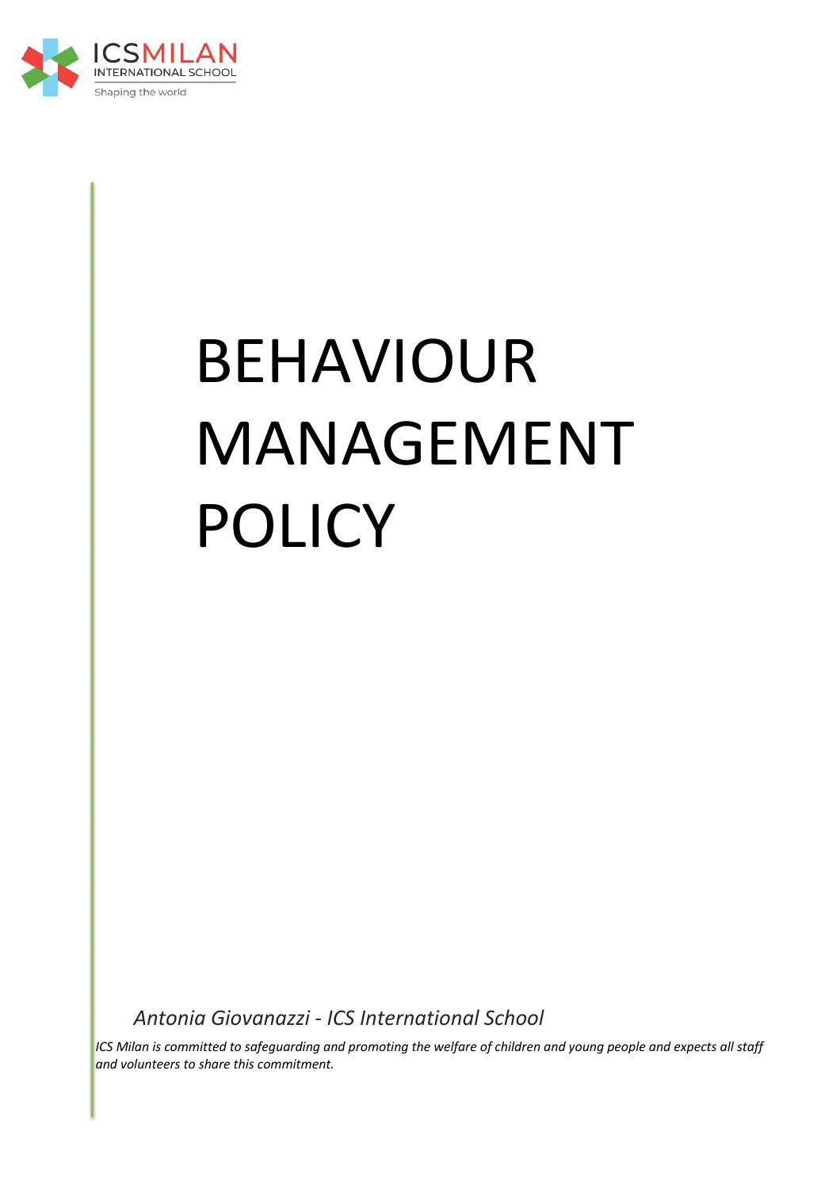ICSMILAN
INTERNATIONAL SCHOOL
Shaping the world

# BEHAVIOUR MANAGEMENT POLICY

*Antonia Giovanazzi - ICS International School*

*ICS Milan is committed to safeguarding and promoting the welfare of children and young people and expects all staff and volunteers to share this commitment.*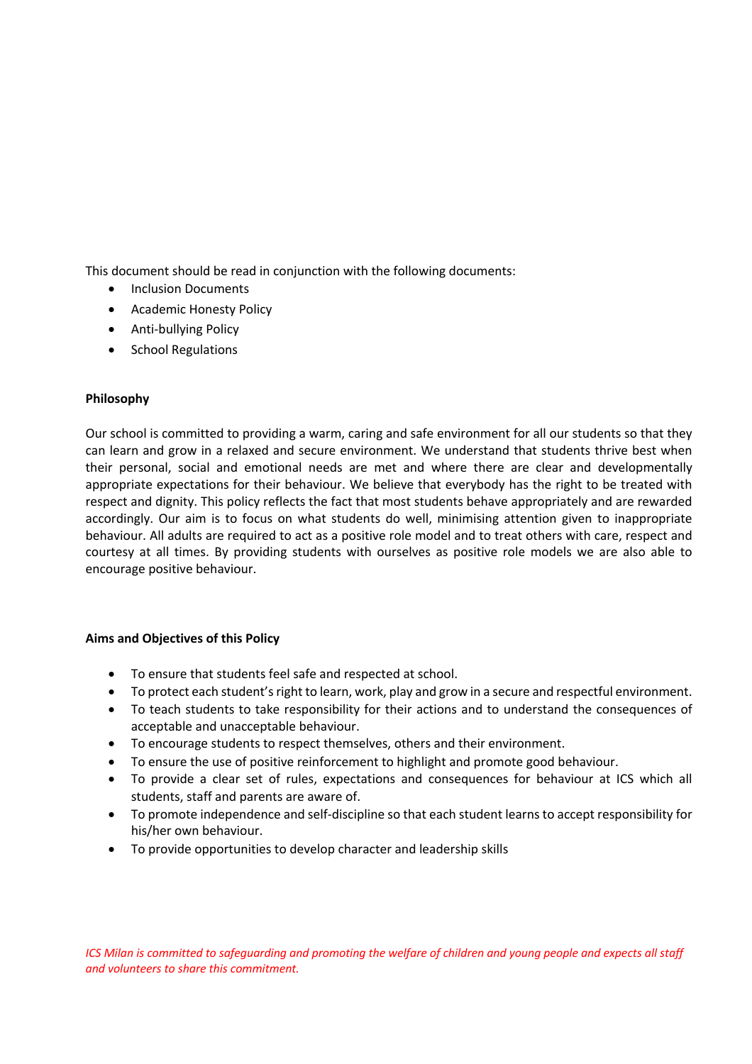This document should be read in conjunction with the following documents:

- Inclusion Documents
- Academic Honesty Policy
- Anti-bullying Policy
- School Regulations

**Philosophy**

Our school is committed to providing a warm, caring and safe environment for all our students so that they can learn and grow in a relaxed and secure environment. We understand that students thrive best when their personal, social and emotional needs are met and where there are clear and developmentally appropriate expectations for their behaviour. We believe that everybody has the right to be treated with respect and dignity. This policy reflects the fact that most students behave appropriately and are rewarded accordingly. Our aim is to focus on what students do well, minimising attention given to inappropriate behaviour. All adults are required to act as a positive role model and to treat others with care, respect and courtesy at all times. By providing students with ourselves as positive role models we are also able to encourage positive behaviour.

**Aims and Objectives of this Policy**

- To ensure that students feel safe and respected at school.
- To protect each student's right to learn, work, play and grow in a secure and respectful environment.
- To teach students to take responsibility for their actions and to understand the consequences of acceptable and unacceptable behaviour.
- To encourage students to respect themselves, others and their environment.
- To ensure the use of positive reinforcement to highlight and promote good behaviour.
- To provide a clear set of rules, expectations and consequences for behaviour at ICS which all students, staff and parents are aware of.
- To promote independence and self-discipline so that each student learns to accept responsibility for his/her own behaviour.
- To provide opportunities to develop character and leadership skills

*ICS Milan is committed to safeguarding and promoting the welfare of children and young people and expects all staff and volunteers to share this commitment.*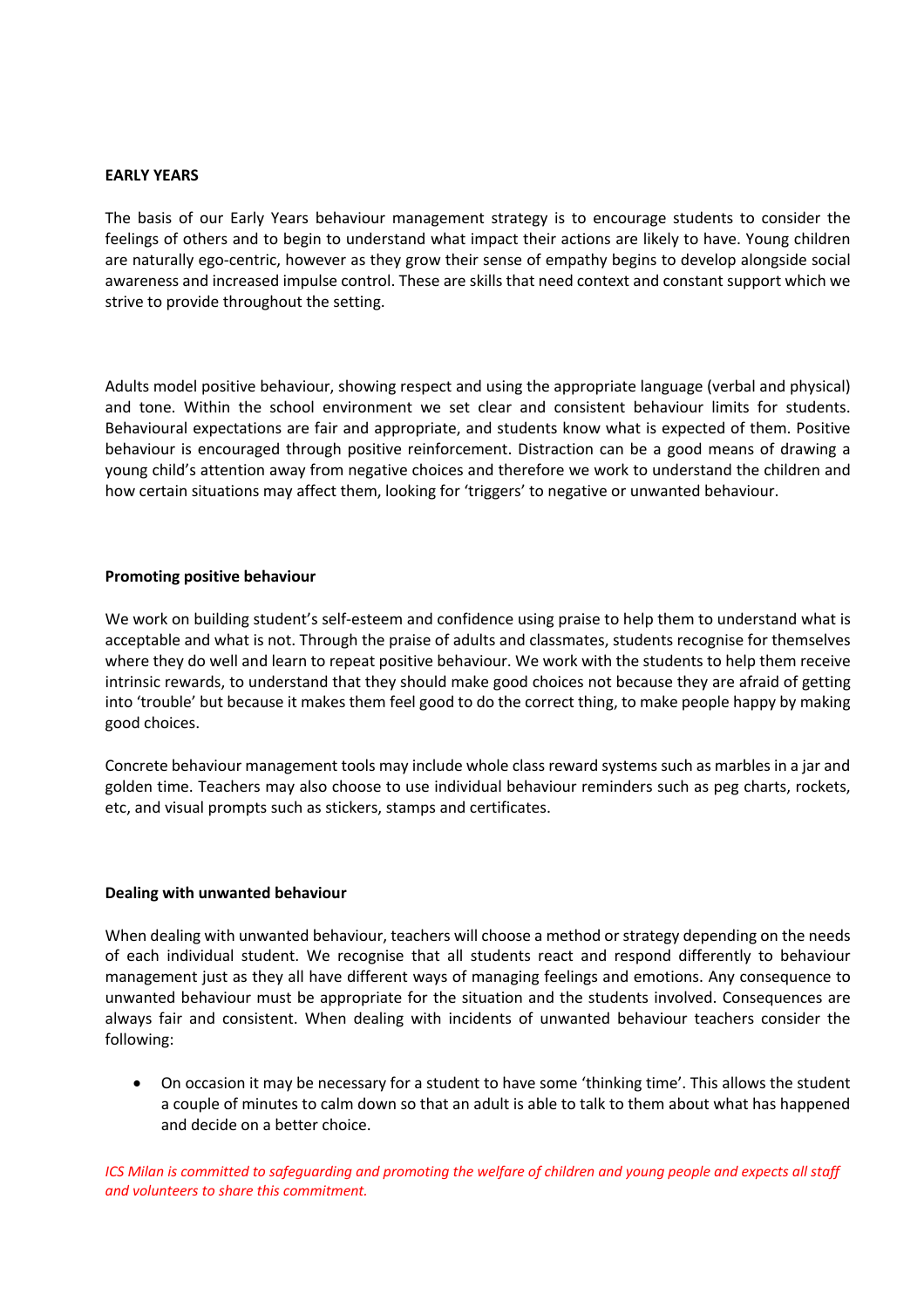**EARLY YEARS**

The basis of our Early Years behaviour management strategy is to encourage students to consider the feelings of others and to begin to understand what impact their actions are likely to have. Young children are naturally ego-centric, however as they grow their sense of empathy begins to develop alongside social awareness and increased impulse control. These are skills that need context and constant support which we strive to provide throughout the setting.

Adults model positive behaviour, showing respect and using the appropriate language (verbal and physical) and tone. Within the school environment we set clear and consistent behaviour limits for students. Behavioural expectations are fair and appropriate, and students know what is expected of them. Positive behaviour is encouraged through positive reinforcement. Distraction can be a good means of drawing a young child's attention away from negative choices and therefore we work to understand the children and how certain situations may affect them, looking for 'triggers' to negative or unwanted behaviour.

**Promoting positive behaviour**

We work on building student's self-esteem and confidence using praise to help them to understand what is acceptable and what is not. Through the praise of adults and classmates, students recognise for themselves where they do well and learn to repeat positive behaviour. We work with the students to help them receive intrinsic rewards, to understand that they should make good choices not because they are afraid of getting into 'trouble' but because it makes them feel good to do the correct thing, to make people happy by making good choices.

Concrete behaviour management tools may include whole class reward systems such as marbles in a jar and golden time. Teachers may also choose to use individual behaviour reminders such as peg charts, rockets, etc, and visual prompts such as stickers, stamps and certificates.

**Dealing with unwanted behaviour**

When dealing with unwanted behaviour, teachers will choose a method or strategy depending on the needs of each individual student. We recognise that all students react and respond differently to behaviour management just as they all have different ways of managing feelings and emotions. Any consequence to unwanted behaviour must be appropriate for the situation and the students involved. Consequences are always fair and consistent. When dealing with incidents of unwanted behaviour teachers consider the following:

- On occasion it may be necessary for a student to have some 'thinking time'. This allows the student a couple of minutes to calm down so that an adult is able to talk to them about what has happened and decide on a better choice.

*ICS Milan is committed to safeguarding and promoting the welfare of children and young people and expects all staff and volunteers to share this commitment.*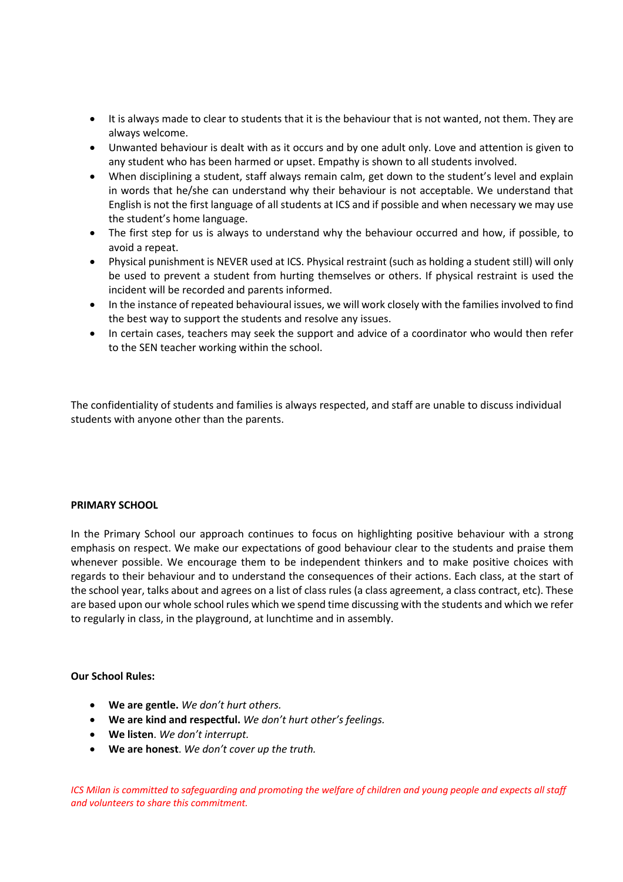- It is always made to clear to students that it is the behaviour that is not wanted, not them. They are always welcome.
- Unwanted behaviour is dealt with as it occurs and by one adult only. Love and attention is given to any student who has been harmed or upset. Empathy is shown to all students involved.
- When disciplining a student, staff always remain calm, get down to the student's level and explain in words that he/she can understand why their behaviour is not acceptable. We understand that English is not the first language of all students at ICS and if possible and when necessary we may use the student's home language.
- The first step for us is always to understand why the behaviour occurred and how, if possible, to avoid a repeat.
- Physical punishment is NEVER used at ICS. Physical restraint (such as holding a student still) will only be used to prevent a student from hurting themselves or others. If physical restraint is used the incident will be recorded and parents informed.
- In the instance of repeated behavioural issues, we will work closely with the families involved to find the best way to support the students and resolve any issues.
- In certain cases, teachers may seek the support and advice of a coordinator who would then refer to the SEN teacher working within the school.

The confidentiality of students and families is always respected, and staff are unable to discuss individual students with anyone other than the parents.

**PRIMARY SCHOOL**

In the Primary School our approach continues to focus on highlighting positive behaviour with a strong emphasis on respect. We make our expectations of good behaviour clear to the students and praise them whenever possible. We encourage them to be independent thinkers and to make positive choices with regards to their behaviour and to understand the consequences of their actions. Each class, at the start of the school year, talks about and agrees on a list of class rules (a class agreement, a class contract, etc). These are based upon our whole school rules which we spend time discussing with the students and which we refer to regularly in class, in the playground, at lunchtime and in assembly.

**Our School Rules:**

- **We are gentle.** *We don't hurt others.*
- **We are kind and respectful.** *We don't hurt other's feelings.*
- **We listen**. *We don't interrupt.*
- **We are honest**. *We don't cover up the truth.*

*ICS Milan is committed to safeguarding and promoting the welfare of children and young people and expects all staff and volunteers to share this commitment.*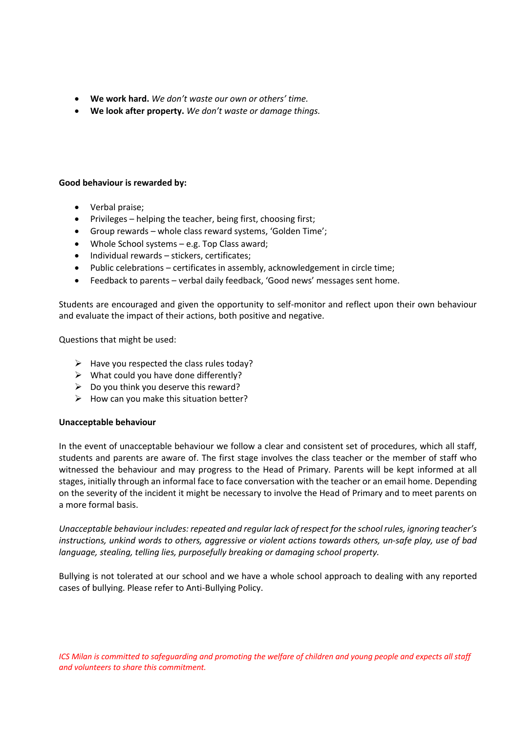- **We work hard.** *We don't waste our own or others' time.*
- **We look after property.** *We don't waste or damage things.*

**Good behaviour is rewarded by:**

- Verbal praise;
- Privileges – helping the teacher, being first, choosing first;
- Group rewards – whole class reward systems, 'Golden Time';
- Whole School systems – e.g. Top Class award;
- Individual rewards – stickers, certificates;
- Public celebrations – certificates in assembly, acknowledgement in circle time;
- Feedback to parents – verbal daily feedback, 'Good news' messages sent home.

Students are encouraged and given the opportunity to self-monitor and reflect upon their own behaviour and evaluate the impact of their actions, both positive and negative.

Questions that might be used:

- Have you respected the class rules today?
- What could you have done differently?
- Do you think you deserve this reward?
- How can you make this situation better?

**Unacceptable behaviour**

In the event of unacceptable behaviour we follow a clear and consistent set of procedures, which all staff, students and parents are aware of. The first stage involves the class teacher or the member of staff who witnessed the behaviour and may progress to the Head of Primary. Parents will be kept informed at all stages, initially through an informal face to face conversation with the teacher or an email home. Depending on the severity of the incident it might be necessary to involve the Head of Primary and to meet parents on a more formal basis.

*Unacceptable behaviour includes: repeated and regular lack of respect for the school rules, ignoring teacher's instructions, unkind words to others, aggressive or violent actions towards others, un-safe play, use of bad language, stealing, telling lies, purposefully breaking or damaging school property.*

Bullying is not tolerated at our school and we have a whole school approach to dealing with any reported cases of bullying. Please refer to Anti-Bullying Policy.

*ICS Milan is committed to safeguarding and promoting the welfare of children and young people and expects all staff and volunteers to share this commitment.*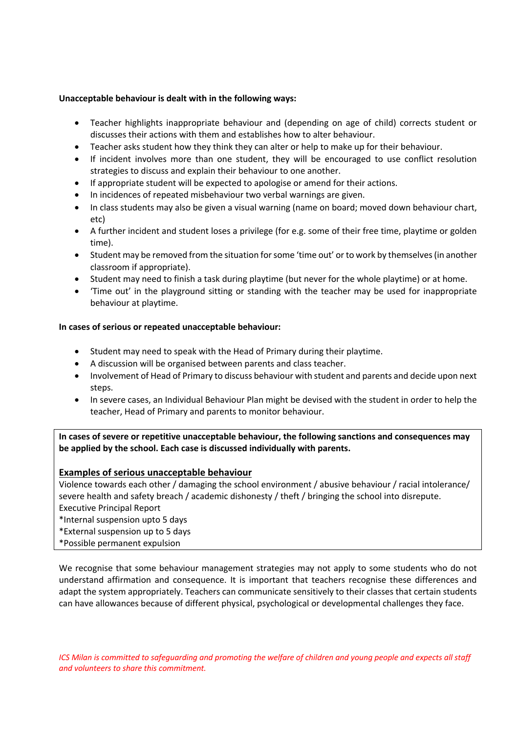**Unacceptable behaviour is dealt with in the following ways:**

- Teacher highlights inappropriate behaviour and (depending on age of child) corrects student or discusses their actions with them and establishes how to alter behaviour.
- Teacher asks student how they think they can alter or help to make up for their behaviour.
- If incident involves more than one student, they will be encouraged to use conflict resolution strategies to discuss and explain their behaviour to one another.
- If appropriate student will be expected to apologise or amend for their actions.
- In incidences of repeated misbehaviour two verbal warnings are given.
- In class students may also be given a visual warning (name on board; moved down behaviour chart, etc)
- A further incident and student loses a privilege (for e.g. some of their free time, playtime or golden time).
- Student may be removed from the situation for some 'time out' or to work by themselves (in another classroom if appropriate).
- Student may need to finish a task during playtime (but never for the whole playtime) or at home.
- 'Time out' in the playground sitting or standing with the teacher may be used for inappropriate behaviour at playtime.

**In cases of serious or repeated unacceptable behaviour:**

- Student may need to speak with the Head of Primary during their playtime.
- A discussion will be organised between parents and class teacher.
- Involvement of Head of Primary to discuss behaviour with student and parents and decide upon next steps.
- In severe cases, an Individual Behaviour Plan might be devised with the student in order to help the teacher, Head of Primary and parents to monitor behaviour.

**In cases of severe or repetitive unacceptable behaviour, the following sanctions and consequences may be applied by the school. Each case is discussed individually with parents.**

**<u>Examples of serious unacceptable behaviour</u>**

Violence towards each other / damaging the school environment / abusive behaviour / racial intolerance/ severe health and safety breach / academic dishonesty / theft / bringing the school into disrepute.

Executive Principal Report

*Internal suspension upto 5 days

*External suspension up to 5 days

*Possible permanent expulsion

We recognise that some behaviour management strategies may not apply to some students who do not understand affirmation and consequence. It is important that teachers recognise these differences and adapt the system appropriately. Teachers can communicate sensitively to their classes that certain students can have allowances because of different physical, psychological or developmental challenges they face.

*ICS Milan is committed to safeguarding and promoting the welfare of children and young people and expects all staff and volunteers to share this commitment.*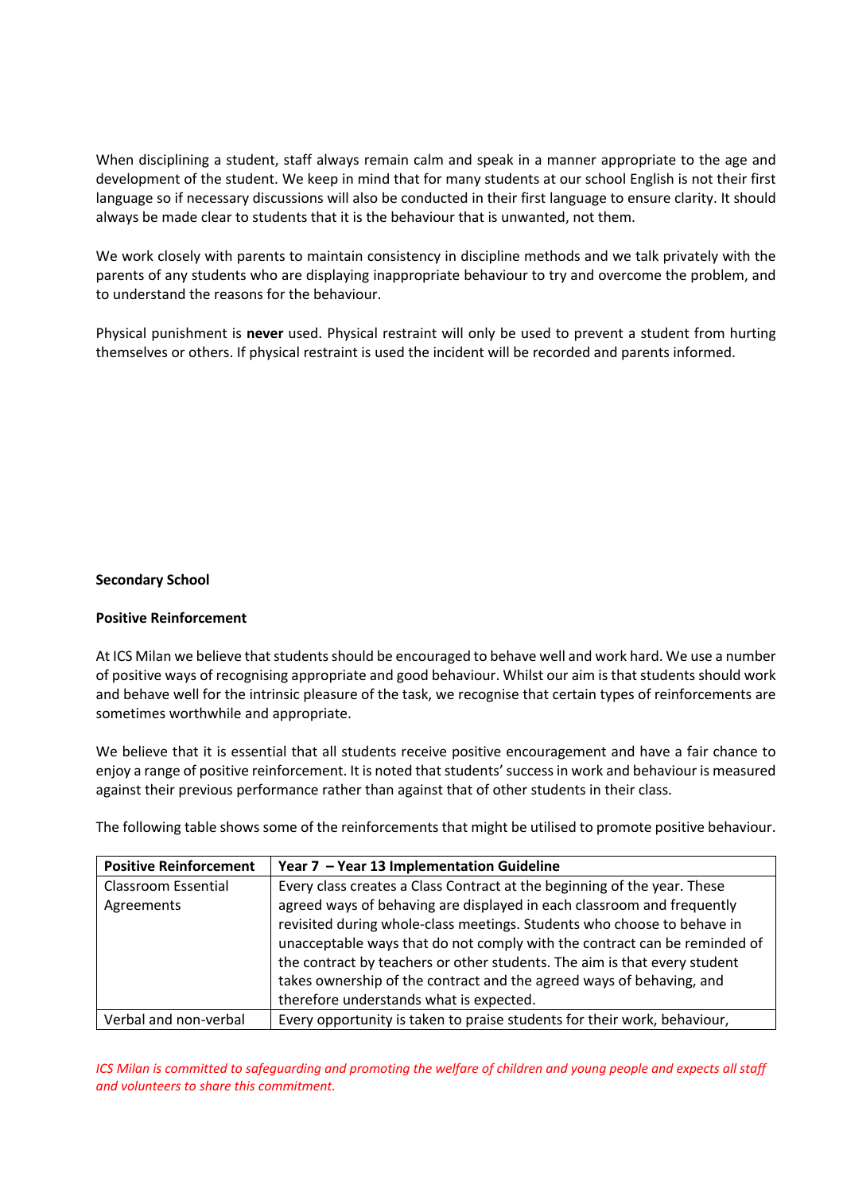When disciplining a student, staff always remain calm and speak in a manner appropriate to the age and development of the student. We keep in mind that for many students at our school English is not their first language so if necessary discussions will also be conducted in their first language to ensure clarity. It should always be made clear to students that it is the behaviour that is unwanted, not them.

We work closely with parents to maintain consistency in discipline methods and we talk privately with the parents of any students who are displaying inappropriate behaviour to try and overcome the problem, and to understand the reasons for the behaviour.

Physical punishment is **never** used. Physical restraint will only be used to prevent a student from hurting themselves or others. If physical restraint is used the incident will be recorded and parents informed.

**Secondary School**

**Positive Reinforcement**

At ICS Milan we believe that students should be encouraged to behave well and work hard. We use a number of positive ways of recognising appropriate and good behaviour. Whilst our aim is that students should work and behave well for the intrinsic pleasure of the task, we recognise that certain types of reinforcements are sometimes worthwhile and appropriate.

We believe that it is essential that all students receive positive encouragement and have a fair chance to enjoy a range of positive reinforcement. It is noted that students' success in work and behaviour is measured against their previous performance rather than against that of other students in their class.

The following table shows some of the reinforcements that might be utilised to promote positive behaviour.

| Positive Reinforcement | Year 7 – Year 13 Implementation Guideline |
|---|---|
| Classroom Essential Agreements | Every class creates a Class Contract at the beginning of the year. These agreed ways of behaving are displayed in each classroom and frequently revisited during whole-class meetings. Students who choose to behave in unacceptable ways that do not comply with the contract can be reminded of the contract by teachers or other students. The aim is that every student takes ownership of the contract and the agreed ways of behaving, and therefore understands what is expected. |
| Verbal and non-verbal | Every opportunity is taken to praise students for their work, behaviour, |

*ICS Milan is committed to safeguarding and promoting the welfare of children and young people and expects all staff and volunteers to share this commitment.*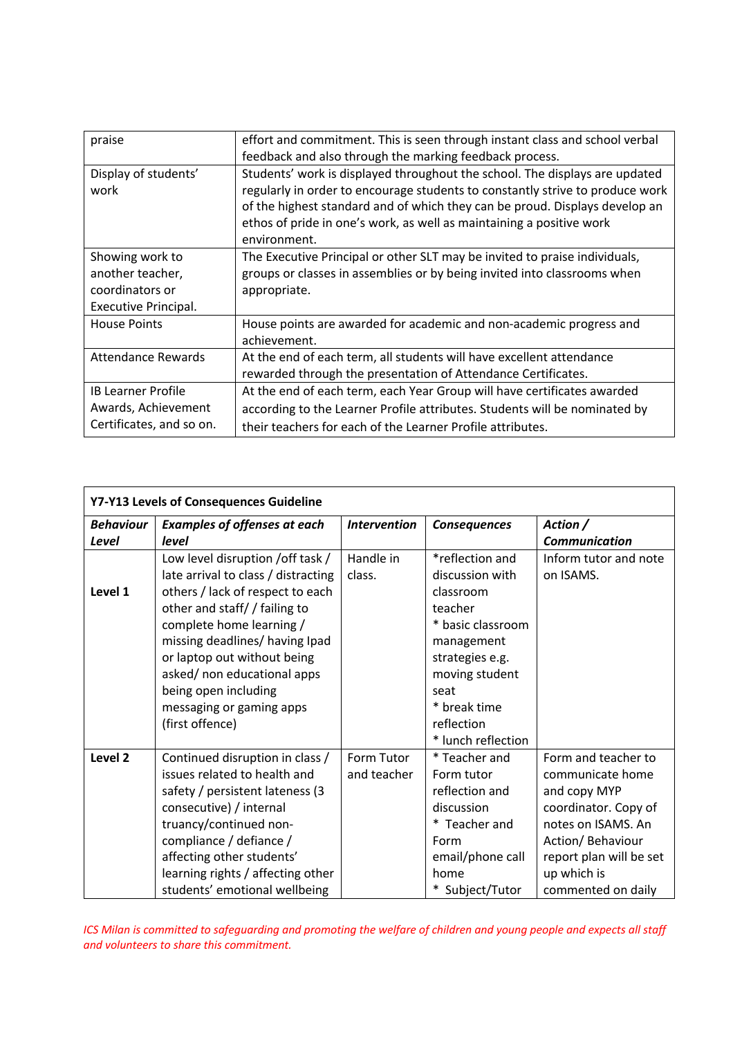| | |
|---|---|
| praise | effort and commitment. This is seen through instant class and school verbal feedback and also through the marking feedback process. |
| Display of students' work | Students' work is displayed throughout the school. The displays are updated regularly in order to encourage students to constantly strive to produce work of the highest standard and of which they can be proud. Displays develop an ethos of pride in one's work, as well as maintaining a positive work environment. |
| Showing work to another teacher, coordinators or Executive Principal. | The Executive Principal or other SLT may be invited to praise individuals, groups or classes in assemblies or by being invited into classrooms when appropriate. |
| House Points | House points are awarded for academic and non-academic progress and achievement. |
| Attendance Rewards | At the end of each term, all students will have excellent attendance rewarded through the presentation of Attendance Certificates. |
| IB Learner Profile Awards, Achievement Certificates, and so on. | At the end of each term, each Year Group will have certificates awarded according to the Learner Profile attributes. Students will be nominated by their teachers for each of the Learner Profile attributes. |

**Y7-Y13 Levels of Consequences Guideline**

| ***Behaviour Level*** | ***Examples of offenses at each level*** | ***Intervention*** | ***Consequences*** | ***Action / Communication*** |
|---|---|---|---|---|
| **Level 1** | Low level disruption /off task / late arrival to class / distracting others / lack of respect to each other and staff/ / failing to complete home learning / missing deadlines/ having Ipad or laptop out without being asked/ non educational apps being open including messaging or gaming apps (first offence) | Handle in class. | *reflection and discussion with classroom teacher<br>* basic classroom management strategies e.g. moving student seat<br>* break time reflection<br>* lunch reflection | Inform tutor and note on ISAMS. |
| **Level 2** | Continued disruption in class / issues related to health and safety / persistent lateness (3 consecutive) / internal truancy/continued non-compliance / defiance / affecting other students' learning rights / affecting other students' emotional wellbeing | Form Tutor and teacher | * Teacher and Form tutor reflection and discussion<br>* Teacher and Form email/phone call home<br>* Subject/Tutor | Form and teacher to communicate home and copy MYP coordinator. Copy of notes on ISAMS. An Action/ Behaviour report plan will be set up which is commented on daily |

*ICS Milan is committed to safeguarding and promoting the welfare of children and young people and expects all staff and volunteers to share this commitment.*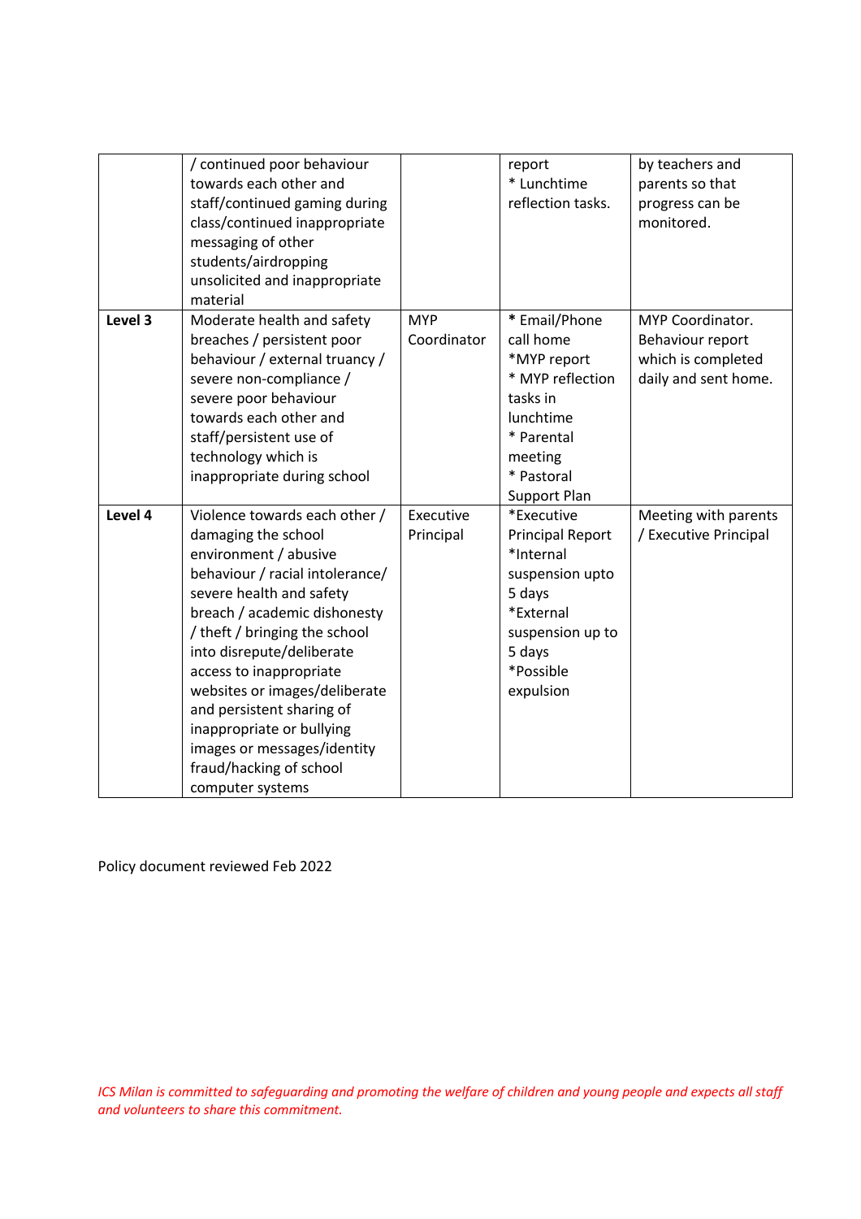| | | | | |
|---|---|---|---|---|
| | / continued poor behaviour towards each other and staff/continued gaming during class/continued inappropriate messaging of other students/airdropping unsolicited and inappropriate material | | report<br>* Lunchtime reflection tasks. | by teachers and parents so that progress can be monitored. |
| **Level 3** | Moderate health and safety breaches / persistent poor behaviour / external truancy / severe non-compliance / severe poor behaviour towards each other and staff/persistent use of technology which is inappropriate during school | MYP Coordinator | * Email/Phone call home<br>*MYP report<br>* MYP reflection tasks in lunchtime<br>* Parental meeting<br>* Pastoral Support Plan | MYP Coordinator. Behaviour report which is completed daily and sent home. |
| **Level 4** | Violence towards each other / damaging the school environment / abusive behaviour / racial intolerance/ severe health and safety breach / academic dishonesty / theft / bringing the school into disrepute/deliberate access to inappropriate websites or images/deliberate and persistent sharing of inappropriate or bullying images or messages/identity fraud/hacking of school computer systems | Executive Principal | *Executive Principal Report<br>*Internal suspension upto 5 days<br>*External suspension up to 5 days<br>*Possible expulsion | Meeting with parents / Executive Principal |

Policy document reviewed Feb 2022

*ICS Milan is committed to safeguarding and promoting the welfare of children and young people and expects all staff and volunteers to share this commitment.*